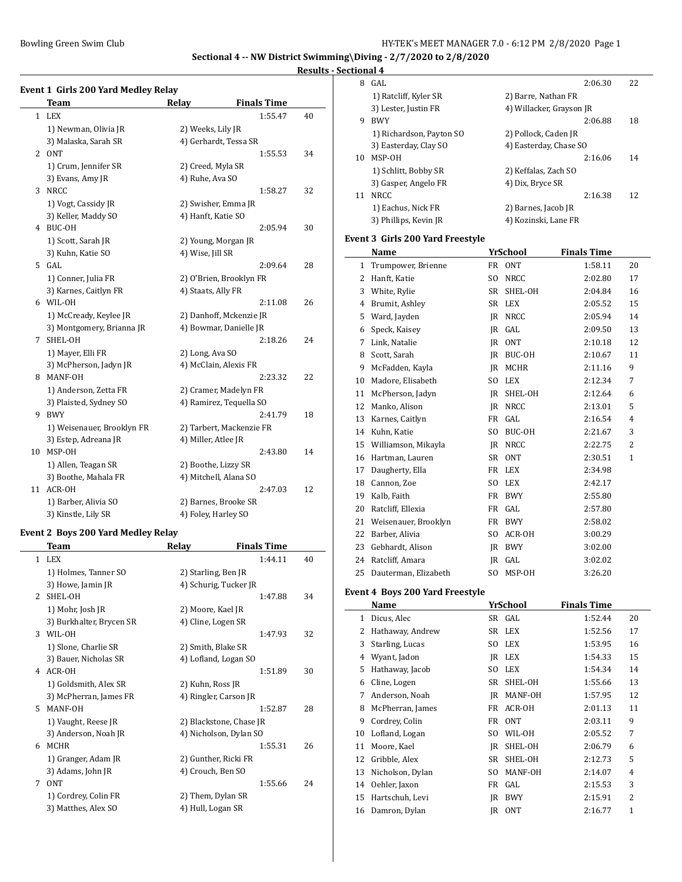Sectional 4 -- NW District Swimming\Diving - 2/7/2020 to 2/8/2020

**Results - Sectional 4**

### Event 1 Girls 200 Yard Medley Relay

| | Team | Relay | Finals Time | |
|---|---|---|---|---|
| 1 | LEX | | 1:55.47 | 40 |
| | 1) Newman, Olivia JR | 2) Weeks, Lily JR | | |
| | 3) Malaska, Sarah SR | 4) Gerhardt, Tessa SR | | |
| 2 | ONT | | 1:55.53 | 34 |
| | 1) Crum, Jennifer SR | 2) Creed, Myla SR | | |
| | 3) Evans, Amy JR | 4) Ruhe, Ava SO | | |
| 3 | NRCC | | 1:58.27 | 32 |
| | 1) Vogt, Cassidy JR | 2) Swisher, Emma JR | | |
| | 3) Keller, Maddy SO | 4) Hanft, Katie SO | | |
| 4 | BUC-OH | | 2:05.94 | 30 |
| | 1) Scott, Sarah JR | 2) Young, Morgan JR | | |
| | 3) Kuhn, Katie SO | 4) Wise, Jill SR | | |
| 5 | GAL | | 2:09.64 | 28 |
| | 1) Conner, Julia FR | 2) O'Brien, Brooklyn FR | | |
| | 3) Karnes, Caitlyn FR | 4) Staats, Ally FR | | |
| 6 | WIL-OH | | 2:11.08 | 26 |
| | 1) McCready, Keylee JR | 2) Danhoff, Mckenzie JR | | |
| | 3) Montgomery, Brianna JR | 4) Bowmar, Danielle JR | | |
| 7 | SHEL-OH | | 2:18.26 | 24 |
| | 1) Mayer, Elli FR | 2) Long, Ava SO | | |
| | 3) McPherson, Jadyn JR | 4) McClain, Alexis FR | | |
| 8 | MANF-OH | | 2:23.32 | 22 |
| | 1) Anderson, Zetta FR | 2) Cramer, Madelyn FR | | |
| | 3) Plaisted, Sydney SO | 4) Ramirez, Tequella SO | | |
| 9 | BWY | | 2:41.79 | 18 |
| | 1) Weisenauer, Brooklyn FR | 2) Tarbert, Mackenzie FR | | |
| | 3) Estep, Adreana JR | 4) Miller, Atlee JR | | |
| 10 | MSP-OH | | 2:43.80 | 14 |
| | 1) Allen, Teagan SR | 2) Boothe, Lizzy SR | | |
| | 3) Boothe, Mahala FR | 4) Mitchell, Alana SO | | |
| 11 | ACR-OH | | 2:47.03 | 12 |
| | 1) Barber, Alivia SO | 2) Barnes, Brooke SR | | |
| | 3) Kinstle, Lily SR | 4) Foley, Harley SO | | |

### Event 2 Boys 200 Yard Medley Relay

| | Team | Relay | Finals Time | |
|---|---|---|---|---|
| 1 | LEX | | 1:44.11 | 40 |
| | 1) Holmes, Tanner SO | 2) Starling, Ben JR | | |
| | 3) Howe, Jamin JR | 4) Schurig, Tucker JR | | |
| 2 | SHEL-OH | | 1:47.88 | 34 |
| | 1) Mohr, Josh JR | 2) Moore, Kael JR | | |
| | 3) Burkhalter, Brycen SR | 4) Cline, Logen SR | | |
| 3 | WIL-OH | | 1:47.93 | 32 |
| | 1) Slone, Charlie SR | 2) Smith, Blake SR | | |
| | 3) Bauer, Nicholas SR | 4) Lofland, Logan SO | | |
| 4 | ACR-OH | | 1:51.89 | 30 |
| | 1) Goldsmith, Alex SR | 2) Kuhn, Ross JR | | |
| | 3) McPherran, James FR | 4) Ringler, Carson JR | | |
| 5 | MANF-OH | | 1:52.87 | 28 |
| | 1) Vaught, Reese JR | 2) Blackstone, Chase JR | | |
| | 3) Anderson, Noah JR | 4) Nicholson, Dylan SO | | |
| 6 | MCHR | | 1:55.31 | 26 |
| | 1) Granger, Adam JR | 2) Gunther, Ricki FR | | |
| | 3) Adams, John JR | 4) Crouch, Ben SO | | |
| 7 | ONT | | 1:55.66 | 24 |
| | 1) Cordrey, Colin FR | 2) Them, Dylan SR | | |
| | 3) Matthes, Alex SO | 4) Hull, Logan SR | | |
| 8 | GAL | | 2:06.30 | 22 |
| | 1) Ratcliff, Kyler SR | 2) Barre, Nathan FR | | |
| | 3) Lester, Justin FR | 4) Willacker, Grayson JR | | |
| 9 | BWY | | 2:06.88 | 18 |
| | 1) Richardson, Payton SO | 2) Pollock, Caden JR | | |
| | 3) Easterday, Clay SO | 4) Easterday, Chase SO | | |
| 10 | MSP-OH | | 2:16.06 | 14 |
| | 1) Schlitt, Bobby SR | 2) Keffalas, Zach SO | | |
| | 3) Gasper, Angelo FR | 4) Dix, Bryce SR | | |
| 11 | NRCC | | 2:16.38 | 12 |
| | 1) Eachus, Nick FR | 2) Barnes, Jacob JR | | |
| | 3) Phillips, Kevin JR | 4) Kozinski, Lane FR | | |

### Event 3 Girls 200 Yard Freestyle

| | Name | Yr | School | Finals Time | |
|---|---|---|---|---|---|
| 1 | Trumpower, Brienne | FR | ONT | 1:58.11 | 20 |
| 2 | Hanft, Katie | SO | NRCC | 2:02.80 | 17 |
| 3 | White, Rylie | SR | SHEL-OH | 2:04.84 | 16 |
| 4 | Brumit, Ashley | SR | LEX | 2:05.52 | 15 |
| 5 | Ward, Jayden | JR | NRCC | 2:05.94 | 14 |
| 6 | Speck, Kaisey | JR | GAL | 2:09.50 | 13 |
| 7 | Link, Natalie | JR | ONT | 2:10.18 | 12 |
| 8 | Scott, Sarah | JR | BUC-OH | 2:10.67 | 11 |
| 9 | McFadden, Kayla | JR | MCHR | 2:11.16 | 9 |
| 10 | Madore, Elisabeth | SO | LEX | 2:12.34 | 7 |
| 11 | McPherson, Jadyn | JR | SHEL-OH | 2:12.64 | 6 |
| 12 | Manko, Alison | JR | NRCC | 2:13.01 | 5 |
| 13 | Karnes, Caitlyn | FR | GAL | 2:16.54 | 4 |
| 14 | Kuhn, Katie | SO | BUC-OH | 2:21.67 | 3 |
| 15 | Williamson, Mikayla | JR | NRCC | 2:22.75 | 2 |
| 16 | Hartman, Lauren | SR | ONT | 2:30.51 | 1 |
| 17 | Daugherty, Ella | FR | LEX | 2:34.98 | |
| 18 | Cannon, Zoe | SO | LEX | 2:42.17 | |
| 19 | Kalb, Faith | FR | BWY | 2:55.80 | |
| 20 | Ratcliff, Ellexia | FR | GAL | 2:57.80 | |
| 21 | Weisenauer, Brooklyn | FR | BWY | 2:58.02 | |
| 22 | Barber, Alivia | SO | ACR-OH | 3:00.29 | |
| 23 | Gebhardt, Alison | JR | BWY | 3:02.00 | |
| 24 | Ratcliff, Amara | JR | GAL | 3:02.02 | |
| 25 | Dauterman, Elizabeth | SO | MSP-OH | 3:26.20 | |

### Event 4 Boys 200 Yard Freestyle

| | Name | Yr | School | Finals Time | |
|---|---|---|---|---|---|
| 1 | Dicus, Alec | SR | GAL | 1:52.44 | 20 |
| 2 | Hathaway, Andrew | SR | LEX | 1:52.56 | 17 |
| 3 | Starling, Lucas | SO | LEX | 1:53.95 | 16 |
| 4 | Wyant, Jadon | JR | LEX | 1:54.33 | 15 |
| 5 | Hathaway, Jacob | SO | LEX | 1:54.34 | 14 |
| 6 | Cline, Logen | SR | SHEL-OH | 1:55.66 | 13 |
| 7 | Anderson, Noah | JR | MANF-OH | 1:57.95 | 12 |
| 8 | McPherran, James | FR | ACR-OH | 2:01.13 | 11 |
| 9 | Cordrey, Colin | FR | ONT | 2:03.11 | 9 |
| 10 | Lofland, Logan | SO | WIL-OH | 2:05.52 | 7 |
| 11 | Moore, Kael | JR | SHEL-OH | 2:06.79 | 6 |
| 12 | Gribble, Alex | SR | SHEL-OH | 2:12.73 | 5 |
| 13 | Nicholson, Dylan | SO | MANF-OH | 2:14.07 | 4 |
| 14 | Oehler, Jaxon | FR | GAL | 2:15.53 | 3 |
| 15 | Hartschuh, Levi | JR | BWY | 2:15.91 | 2 |
| 16 | Damron, Dylan | JR | ONT | 2:16.77 | 1 |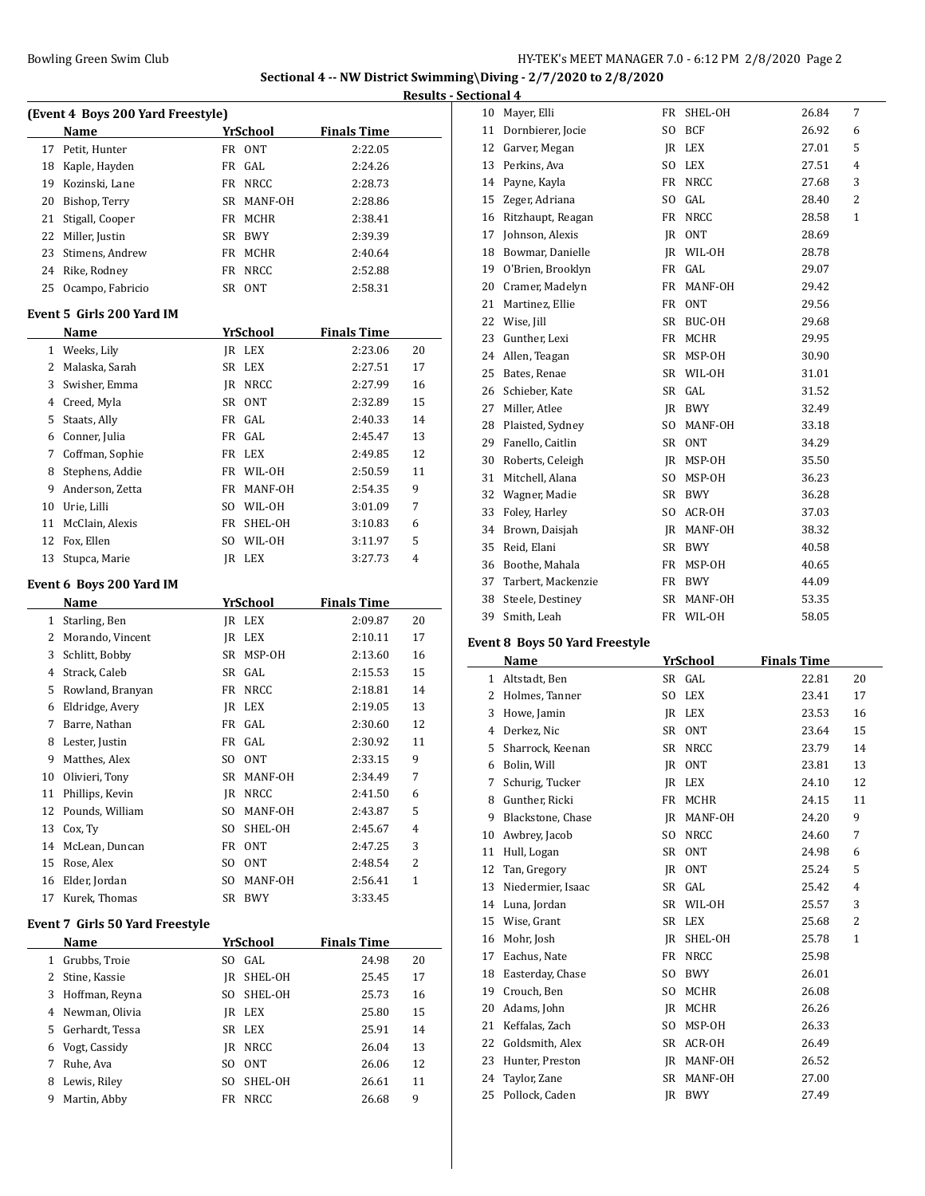Sectional 4 -- NW District Swimming\Diving - 2/7/2020 to 2/8/2020

Results - Sectional 4

### (Event 4 Boys 200 Yard Freestyle)

| | Name | Yr | School | Finals Time | |
|---|---|---|---|---|---|
| 17 | Petit, Hunter | FR | ONT | 2:22.05 | |
| 18 | Kaple, Hayden | FR | GAL | 2:24.26 | |
| 19 | Kozinski, Lane | FR | NRCC | 2:28.73 | |
| 20 | Bishop, Terry | SR | MANF-OH | 2:28.86 | |
| 21 | Stigall, Cooper | FR | MCHR | 2:38.41 | |
| 22 | Miller, Justin | SR | BWY | 2:39.39 | |
| 23 | Stimens, Andrew | FR | MCHR | 2:40.64 | |
| 24 | Rike, Rodney | FR | NRCC | 2:52.88 | |
| 25 | Ocampo, Fabricio | SR | ONT | 2:58.31 | |

### Event 5 Girls 200 Yard IM

| | Name | Yr | School | Finals Time | |
|---|---|---|---|---|---|
| 1 | Weeks, Lily | JR | LEX | 2:23.06 | 20 |
| 2 | Malaska, Sarah | SR | LEX | 2:27.51 | 17 |
| 3 | Swisher, Emma | JR | NRCC | 2:27.99 | 16 |
| 4 | Creed, Myla | SR | ONT | 2:32.89 | 15 |
| 5 | Staats, Ally | FR | GAL | 2:40.33 | 14 |
| 6 | Conner, Julia | FR | GAL | 2:45.47 | 13 |
| 7 | Coffman, Sophie | FR | LEX | 2:49.85 | 12 |
| 8 | Stephens, Addie | FR | WIL-OH | 2:50.59 | 11 |
| 9 | Anderson, Zetta | FR | MANF-OH | 2:54.35 | 9 |
| 10 | Urie, Lilli | SO | WIL-OH | 3:01.09 | 7 |
| 11 | McClain, Alexis | FR | SHEL-OH | 3:10.83 | 6 |
| 12 | Fox, Ellen | SO | WIL-OH | 3:11.97 | 5 |
| 13 | Stupca, Marie | JR | LEX | 3:27.73 | 4 |

### Event 6 Boys 200 Yard IM

| | Name | Yr | School | Finals Time | |
|---|---|---|---|---|---|
| 1 | Starling, Ben | JR | LEX | 2:09.87 | 20 |
| 2 | Morando, Vincent | JR | LEX | 2:10.11 | 17 |
| 3 | Schlitt, Bobby | SR | MSP-OH | 2:13.60 | 16 |
| 4 | Strack, Caleb | SR | GAL | 2:15.53 | 15 |
| 5 | Rowland, Branyan | FR | NRCC | 2:18.81 | 14 |
| 6 | Eldridge, Avery | JR | LEX | 2:19.05 | 13 |
| 7 | Barre, Nathan | FR | GAL | 2:30.60 | 12 |
| 8 | Lester, Justin | FR | GAL | 2:30.92 | 11 |
| 9 | Matthes, Alex | SO | ONT | 2:33.15 | 9 |
| 10 | Olivieri, Tony | SR | MANF-OH | 2:34.49 | 7 |
| 11 | Phillips, Kevin | JR | NRCC | 2:41.50 | 6 |
| 12 | Pounds, William | SO | MANF-OH | 2:43.87 | 5 |
| 13 | Cox, Ty | SO | SHEL-OH | 2:45.67 | 4 |
| 14 | McLean, Duncan | FR | ONT | 2:47.25 | 3 |
| 15 | Rose, Alex | SO | ONT | 2:48.54 | 2 |
| 16 | Elder, Jordan | SO | MANF-OH | 2:56.41 | 1 |
| 17 | Kurek, Thomas | SR | BWY | 3:33.45 | |

### Event 7 Girls 50 Yard Freestyle

| | Name | Yr | School | Finals Time | |
|---|---|---|---|---|---|
| 1 | Grubbs, Troie | SO | GAL | 24.98 | 20 |
| 2 | Stine, Kassie | JR | SHEL-OH | 25.45 | 17 |
| 3 | Hoffman, Reyna | SO | SHEL-OH | 25.73 | 16 |
| 4 | Newman, Olivia | JR | LEX | 25.80 | 15 |
| 5 | Gerhardt, Tessa | SR | LEX | 25.91 | 14 |
| 6 | Vogt, Cassidy | JR | NRCC | 26.04 | 13 |
| 7 | Ruhe, Ava | SO | ONT | 26.06 | 12 |
| 8 | Lewis, Riley | SO | SHEL-OH | 26.61 | 11 |
| 9 | Martin, Abby | FR | NRCC | 26.68 | 9 |
| 10 | Mayer, Elli | FR | SHEL-OH | 26.84 | 7 |
| 11 | Dornbierer, Jocie | SO | BCF | 26.92 | 6 |
| 12 | Garver, Megan | JR | LEX | 27.01 | 5 |
| 13 | Perkins, Ava | SO | LEX | 27.51 | 4 |
| 14 | Payne, Kayla | FR | NRCC | 27.68 | 3 |
| 15 | Zeger, Adriana | SO | GAL | 28.40 | 2 |
| 16 | Ritzhaupt, Reagan | FR | NRCC | 28.58 | 1 |
| 17 | Johnson, Alexis | JR | ONT | 28.69 | |
| 18 | Bowmar, Danielle | JR | WIL-OH | 28.78 | |
| 19 | O'Brien, Brooklyn | FR | GAL | 29.07 | |
| 20 | Cramer, Madelyn | FR | MANF-OH | 29.42 | |
| 21 | Martinez, Ellie | FR | ONT | 29.56 | |
| 22 | Wise, Jill | SR | BUC-OH | 29.68 | |
| 23 | Gunther, Lexi | FR | MCHR | 29.95 | |
| 24 | Allen, Teagan | SR | MSP-OH | 30.90 | |
| 25 | Bates, Renae | SR | WIL-OH | 31.01 | |
| 26 | Schieber, Kate | SR | GAL | 31.52 | |
| 27 | Miller, Atlee | JR | BWY | 32.49 | |
| 28 | Plaisted, Sydney | SO | MANF-OH | 33.18 | |
| 29 | Fanello, Caitlin | SR | ONT | 34.29 | |
| 30 | Roberts, Celeigh | JR | MSP-OH | 35.50 | |
| 31 | Mitchell, Alana | SO | MSP-OH | 36.23 | |
| 32 | Wagner, Madie | SR | BWY | 36.28 | |
| 33 | Foley, Harley | SO | ACR-OH | 37.03 | |
| 34 | Brown, Daisjah | JR | MANF-OH | 38.32 | |
| 35 | Reid, Elani | SR | BWY | 40.58 | |
| 36 | Boothe, Mahala | FR | MSP-OH | 40.65 | |
| 37 | Tarbert, Mackenzie | FR | BWY | 44.09 | |
| 38 | Steele, Destiney | SR | MANF-OH | 53.35 | |
| 39 | Smith, Leah | FR | WIL-OH | 58.05 | |

### Event 8 Boys 50 Yard Freestyle

| | Name | Yr | School | Finals Time | |
|---|---|---|---|---|---|
| 1 | Altstadt, Ben | SR | GAL | 22.81 | 20 |
| 2 | Holmes, Tanner | SO | LEX | 23.41 | 17 |
| 3 | Howe, Jamin | JR | LEX | 23.53 | 16 |
| 4 | Derkez, Nic | SR | ONT | 23.64 | 15 |
| 5 | Sharrock, Keenan | SR | NRCC | 23.79 | 14 |
| 6 | Bolin, Will | JR | ONT | 23.81 | 13 |
| 7 | Schurig, Tucker | JR | LEX | 24.10 | 12 |
| 8 | Gunther, Ricki | FR | MCHR | 24.15 | 11 |
| 9 | Blackstone, Chase | JR | MANF-OH | 24.20 | 9 |
| 10 | Awbrey, Jacob | SO | NRCC | 24.60 | 7 |
| 11 | Hull, Logan | SR | ONT | 24.98 | 6 |
| 12 | Tan, Gregory | JR | ONT | 25.24 | 5 |
| 13 | Niedermier, Isaac | SR | GAL | 25.42 | 4 |
| 14 | Luna, Jordan | SR | WIL-OH | 25.57 | 3 |
| 15 | Wise, Grant | SR | LEX | 25.68 | 2 |
| 16 | Mohr, Josh | JR | SHEL-OH | 25.78 | 1 |
| 17 | Eachus, Nate | FR | NRCC | 25.98 | |
| 18 | Easterday, Chase | SO | BWY | 26.01 | |
| 19 | Crouch, Ben | SO | MCHR | 26.08 | |
| 20 | Adams, John | JR | MCHR | 26.26 | |
| 21 | Keffalas, Zach | SO | MSP-OH | 26.33 | |
| 22 | Goldsmith, Alex | SR | ACR-OH | 26.49 | |
| 23 | Hunter, Preston | JR | MANF-OH | 26.52 | |
| 24 | Taylor, Zane | SR | MANF-OH | 27.00 | |
| 25 | Pollock, Caden | JR | BWY | 27.49 | |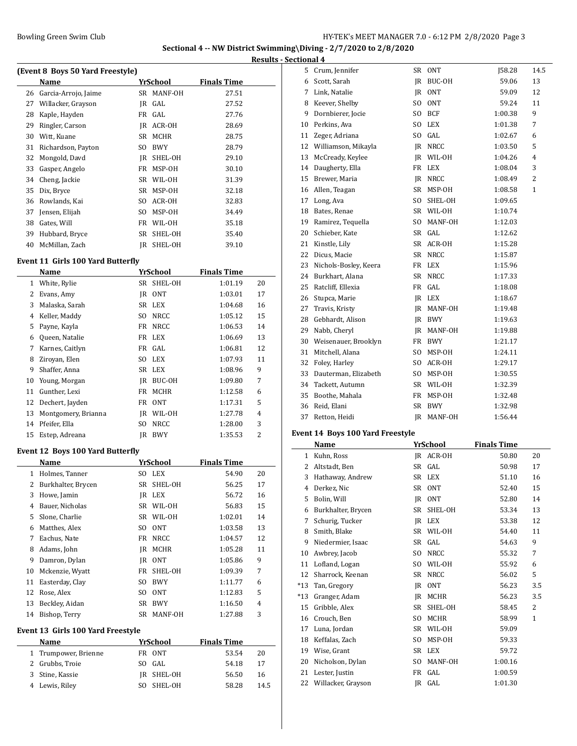## Sectional 4 -- NW District Swimming\Diving - 2/7/2020 to 2/8/2020

### Results - Sectional 4

#### (Event 8 Boys 50 Yard Freestyle)

| | Name | Yr | School | Finals Time | |
|---|---|---|---|---|---|
| 26 | Garcia-Arrojo, Jaime | SR | MANF-OH | 27.51 | |
| 27 | Willacker, Grayson | JR | GAL | 27.52 | |
| 28 | Kaple, Hayden | FR | GAL | 27.76 | |
| 29 | Ringler, Carson | JR | ACR-OH | 28.69 | |
| 30 | Witt, Kuane | SR | MCHR | 28.75 | |
| 31 | Richardson, Payton | SO | BWY | 28.79 | |
| 32 | Mongold, Davd | JR | SHEL-OH | 29.10 | |
| 33 | Gasper, Angelo | FR | MSP-OH | 30.10 | |
| 34 | Cheng, Jackie | SR | WIL-OH | 31.39 | |
| 35 | Dix, Bryce | SR | MSP-OH | 32.18 | |
| 36 | Rowlands, Kai | SO | ACR-OH | 32.83 | |
| 37 | Jensen, Elijah | SO | MSP-OH | 34.49 | |
| 38 | Gates, Will | FR | WIL-OH | 35.18 | |
| 39 | Hubbard, Bryce | SR | SHEL-OH | 35.40 | |
| 40 | McMillan, Zach | JR | SHEL-OH | 39.10 | |

#### Event 11 Girls 100 Yard Butterfly

| | Name | Yr | School | Finals Time | |
|---|---|---|---|---|---|
| 1 | White, Rylie | SR | SHEL-OH | 1:01.19 | 20 |
| 2 | Evans, Amy | JR | ONT | 1:03.01 | 17 |
| 3 | Malaska, Sarah | SR | LEX | 1:04.68 | 16 |
| 4 | Keller, Maddy | SO | NRCC | 1:05.12 | 15 |
| 5 | Payne, Kayla | FR | NRCC | 1:06.53 | 14 |
| 6 | Queen, Natalie | FR | LEX | 1:06.69 | 13 |
| 7 | Karnes, Caitlyn | FR | GAL | 1:06.81 | 12 |
| 8 | Ziroyan, Elen | SO | LEX | 1:07.93 | 11 |
| 9 | Shaffer, Anna | SR | LEX | 1:08.96 | 9 |
| 10 | Young, Morgan | JR | BUC-OH | 1:09.80 | 7 |
| 11 | Gunther, Lexi | FR | MCHR | 1:12.58 | 6 |
| 12 | Dechert, Jayden | FR | ONT | 1:17.31 | 5 |
| 13 | Montgomery, Brianna | JR | WIL-OH | 1:27.78 | 4 |
| 14 | Pfeifer, Ella | SO | NRCC | 1:28.00 | 3 |
| 15 | Estep, Adreana | JR | BWY | 1:35.53 | 2 |

#### Event 12 Boys 100 Yard Butterfly

| | Name | Yr | School | Finals Time | |
|---|---|---|---|---|---|
| 1 | Holmes, Tanner | SO | LEX | 54.90 | 20 |
| 2 | Burkhalter, Brycen | SR | SHEL-OH | 56.25 | 17 |
| 3 | Howe, Jamin | JR | LEX | 56.72 | 16 |
| 4 | Bauer, Nicholas | SR | WIL-OH | 56.83 | 15 |
| 5 | Slone, Charlie | SR | WIL-OH | 1:02.01 | 14 |
| 6 | Matthes, Alex | SO | ONT | 1:03.58 | 13 |
| 7 | Eachus, Nate | FR | NRCC | 1:04.57 | 12 |
| 8 | Adams, John | JR | MCHR | 1:05.28 | 11 |
| 9 | Damron, Dylan | JR | ONT | 1:05.86 | 9 |
| 10 | Mckenzie, Wyatt | FR | SHEL-OH | 1:09.39 | 7 |
| 11 | Easterday, Clay | SO | BWY | 1:11.77 | 6 |
| 12 | Rose, Alex | SO | ONT | 1:12.83 | 5 |
| 13 | Beckley, Aidan | SR | BWY | 1:16.50 | 4 |
| 14 | Bishop, Terry | SR | MANF-OH | 1:27.88 | 3 |

#### Event 13 Girls 100 Yard Freestyle

| | Name | Yr | School | Finals Time | |
|---|---|---|---|---|---|
| 1 | Trumpower, Brienne | FR | ONT | 53.54 | 20 |
| 2 | Grubbs, Troie | SO | GAL | 54.18 | 17 |
| 3 | Stine, Kassie | JR | SHEL-OH | 56.50 | 16 |
| 4 | Lewis, Riley | SO | SHEL-OH | 58.28 | 14.5 |
| 5 | Crum, Jennifer | SR | ONT | J58.28 | 14.5 |
| 6 | Scott, Sarah | JR | BUC-OH | 59.06 | 13 |
| 7 | Link, Natalie | JR | ONT | 59.09 | 12 |
| 8 | Keever, Shelby | SO | ONT | 59.24 | 11 |
| 9 | Dornbierer, Jocie | SO | BCF | 1:00.38 | 9 |
| 10 | Perkins, Ava | SO | LEX | 1:01.38 | 7 |
| 11 | Zeger, Adriana | SO | GAL | 1:02.67 | 6 |
| 12 | Williamson, Mikayla | JR | NRCC | 1:03.50 | 5 |
| 13 | McCready, Keylee | JR | WIL-OH | 1:04.26 | 4 |
| 14 | Daugherty, Ella | FR | LEX | 1:08.04 | 3 |
| 15 | Brewer, Maria | JR | NRCC | 1:08.49 | 2 |
| 16 | Allen, Teagan | SR | MSP-OH | 1:08.58 | 1 |
| 17 | Long, Ava | SO | SHEL-OH | 1:09.65 | |
| 18 | Bates, Renae | SR | WIL-OH | 1:10.74 | |
| 19 | Ramirez, Tequella | SO | MANF-OH | 1:12.03 | |
| 20 | Schieber, Kate | SR | GAL | 1:12.62 | |
| 21 | Kinstle, Lily | SR | ACR-OH | 1:15.28 | |
| 22 | Dicus, Macie | SR | NRCC | 1:15.87 | |
| 23 | Nichols-Bosley, Keera | FR | LEX | 1:15.96 | |
| 24 | Burkhart, Alana | SR | NRCC | 1:17.33 | |
| 25 | Ratcliff, Ellexia | FR | GAL | 1:18.08 | |
| 26 | Stupca, Marie | JR | LEX | 1:18.67 | |
| 27 | Travis, Kristy | JR | MANF-OH | 1:19.48 | |
| 28 | Gebhardt, Alison | JR | BWY | 1:19.63 | |
| 29 | Nabb, Cheryl | JR | MANF-OH | 1:19.88 | |
| 30 | Weisenauer, Brooklyn | FR | BWY | 1:21.17 | |
| 31 | Mitchell, Alana | SO | MSP-OH | 1:24.11 | |
| 32 | Foley, Harley | SO | ACR-OH | 1:29.17 | |
| 33 | Dauterman, Elizabeth | SO | MSP-OH | 1:30.55 | |
| 34 | Tackett, Autumn | SR | WIL-OH | 1:32.39 | |
| 35 | Boothe, Mahala | FR | MSP-OH | 1:32.48 | |
| 36 | Reid, Elani | SR | BWY | 1:32.98 | |
| 37 | Retton, Heidi | JR | MANF-OH | 1:56.44 | |

#### Event 14 Boys 100 Yard Freestyle

| | Name | Yr | School | Finals Time | |
|---|---|---|---|---|---|
| 1 | Kuhn, Ross | JR | ACR-OH | 50.80 | 20 |
| 2 | Altstadt, Ben | SR | GAL | 50.98 | 17 |
| 3 | Hathaway, Andrew | SR | LEX | 51.10 | 16 |
| 4 | Derkez, Nic | SR | ONT | 52.40 | 15 |
| 5 | Bolin, Will | JR | ONT | 52.80 | 14 |
| 6 | Burkhalter, Brycen | SR | SHEL-OH | 53.34 | 13 |
| 7 | Schurig, Tucker | JR | LEX | 53.38 | 12 |
| 8 | Smith, Blake | SR | WIL-OH | 54.40 | 11 |
| 9 | Niedermier, Isaac | SR | GAL | 54.63 | 9 |
| 10 | Awbrey, Jacob | SO | NRCC | 55.32 | 7 |
| 11 | Lofland, Logan | SO | WIL-OH | 55.92 | 6 |
| 12 | Sharrock, Keenan | SR | NRCC | 56.02 | 5 |
| *13 | Tan, Gregory | JR | ONT | 56.23 | 3.5 |
| *13 | Granger, Adam | JR | MCHR | 56.23 | 3.5 |
| 15 | Gribble, Alex | SR | SHEL-OH | 58.45 | 2 |
| 16 | Crouch, Ben | SO | MCHR | 58.99 | 1 |
| 17 | Luna, Jordan | SR | WIL-OH | 59.09 | |
| 18 | Keffalas, Zach | SO | MSP-OH | 59.33 | |
| 19 | Wise, Grant | SR | LEX | 59.72 | |
| 20 | Nicholson, Dylan | SO | MANF-OH | 1:00.16 | |
| 21 | Lester, Justin | FR | GAL | 1:00.59 | |
| 22 | Willacker, Grayson | JR | GAL | 1:01.30 | |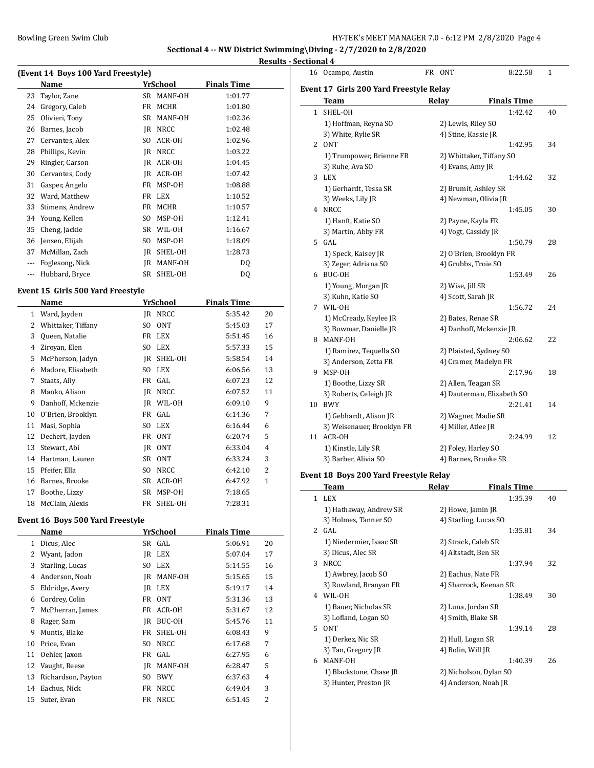## Sectional 4 -- NW District Swimming\Diving - 2/7/2020 to 2/8/2020

### Results - Sectional 4

#### (Event 14 Boys 100 Yard Freestyle)

| | Name | Yr | School | Finals Time | |
|---|---|---|---|---|---|
| 23 | Taylor, Zane | SR | MANF-OH | 1:01.77 | |
| 24 | Gregory, Caleb | FR | MCHR | 1:01.80 | |
| 25 | Olivieri, Tony | SR | MANF-OH | 1:02.36 | |
| 26 | Barnes, Jacob | JR | NRCC | 1:02.48 | |
| 27 | Cervantes, Alex | SO | ACR-OH | 1:02.96 | |
| 28 | Phillips, Kevin | JR | NRCC | 1:03.22 | |
| 29 | Ringler, Carson | JR | ACR-OH | 1:04.45 | |
| 30 | Cervantes, Cody | JR | ACR-OH | 1:07.42 | |
| 31 | Gasper, Angelo | FR | MSP-OH | 1:08.88 | |
| 32 | Ward, Matthew | FR | LEX | 1:10.52 | |
| 33 | Stimens, Andrew | FR | MCHR | 1:10.57 | |
| 34 | Young, Kellen | SO | MSP-OH | 1:12.41 | |
| 35 | Cheng, Jackie | SR | WIL-OH | 1:16.67 | |
| 36 | Jensen, Elijah | SO | MSP-OH | 1:18.09 | |
| 37 | McMillan, Zach | JR | SHEL-OH | 1:28.73 | |
| --- | Foglesong, Nick | JR | MANF-OH | DQ | |
| --- | Hubbard, Bryce | SR | SHEL-OH | DQ | |

#### Event 15 Girls 500 Yard Freestyle

| | Name | Yr | School | Finals Time | |
|---|---|---|---|---|---|
| 1 | Ward, Jayden | JR | NRCC | 5:35.42 | 20 |
| 2 | Whittaker, Tiffany | SO | ONT | 5:45.03 | 17 |
| 3 | Queen, Natalie | FR | LEX | 5:51.45 | 16 |
| 4 | Ziroyan, Elen | SO | LEX | 5:57.33 | 15 |
| 5 | McPherson, Jadyn | JR | SHEL-OH | 5:58.54 | 14 |
| 6 | Madore, Elisabeth | SO | LEX | 6:06.56 | 13 |
| 7 | Staats, Ally | FR | GAL | 6:07.23 | 12 |
| 8 | Manko, Alison | JR | NRCC | 6:07.52 | 11 |
| 9 | Danhoff, Mckenzie | JR | WIL-OH | 6:09.10 | 9 |
| 10 | O'Brien, Brooklyn | FR | GAL | 6:14.36 | 7 |
| 11 | Masi, Sophia | SO | LEX | 6:16.44 | 6 |
| 12 | Dechert, Jayden | FR | ONT | 6:20.74 | 5 |
| 13 | Stewart, Abi | JR | ONT | 6:33.04 | 4 |
| 14 | Hartman, Lauren | SR | ONT | 6:33.24 | 3 |
| 15 | Pfeifer, Ella | SO | NRCC | 6:42.10 | 2 |
| 16 | Barnes, Brooke | SR | ACR-OH | 6:47.92 | 1 |
| 17 | Boothe, Lizzy | SR | MSP-OH | 7:18.65 | |
| 18 | McClain, Alexis | FR | SHEL-OH | 7:28.31 | |

#### Event 16 Boys 500 Yard Freestyle

| | Name | Yr | School | Finals Time | |
|---|---|---|---|---|---|
| 1 | Dicus, Alec | SR | GAL | 5:06.91 | 20 |
| 2 | Wyant, Jadon | JR | LEX | 5:07.04 | 17 |
| 3 | Starling, Lucas | SO | LEX | 5:14.55 | 16 |
| 4 | Anderson, Noah | JR | MANF-OH | 5:15.65 | 15 |
| 5 | Eldridge, Avery | JR | LEX | 5:19.17 | 14 |
| 6 | Cordrey, Colin | FR | ONT | 5:31.36 | 13 |
| 7 | McPherran, James | FR | ACR-OH | 5:31.67 | 12 |
| 8 | Rager, Sam | JR | BUC-OH | 5:45.76 | 11 |
| 9 | Muntis, Blake | FR | SHEL-OH | 6:08.43 | 9 |
| 10 | Price, Evan | SO | NRCC | 6:17.68 | 7 |
| 11 | Oehler, Jaxon | FR | GAL | 6:27.95 | 6 |
| 12 | Vaught, Reese | JR | MANF-OH | 6:28.47 | 5 |
| 13 | Richardson, Payton | SO | BWY | 6:37.63 | 4 |
| 14 | Eachus, Nick | FR | NRCC | 6:49.04 | 3 |
| 15 | Suter, Evan | FR | NRCC | 6:51.45 | 2 |
| 16 | Ocampo, Austin | FR | ONT | 8:22.58 | 1 |

#### Event 17 Girls 200 Yard Freestyle Relay

| | Team | Relay | Finals Time | |
|---|---|---|---|---|
| 1 | SHEL-OH | | 1:42.42 | 40 |
| | 1) Hoffman, Reyna SO | 2) Lewis, Riley SO | | |
| | 3) White, Rylie SR | 4) Stine, Kassie JR | | |
| 2 | ONT | | 1:42.95 | 34 |
| | 1) Trumpower, Brienne FR | 2) Whittaker, Tiffany SO | | |
| | 3) Ruhe, Ava SO | 4) Evans, Amy JR | | |
| 3 | LEX | | 1:44.62 | 32 |
| | 1) Gerhardt, Tessa SR | 2) Brumit, Ashley SR | | |
| | 3) Weeks, Lily JR | 4) Newman, Olivia JR | | |
| 4 | NRCC | | 1:45.05 | 30 |
| | 1) Hanft, Katie SO | 2) Payne, Kayla FR | | |
| | 3) Martin, Abby FR | 4) Vogt, Cassidy JR | | |
| 5 | GAL | | 1:50.79 | 28 |
| | 1) Speck, Kaisey JR | 2) O'Brien, Brooklyn FR | | |
| | 3) Zeger, Adriana SO | 4) Grubbs, Troie SO | | |
| 6 | BUC-OH | | 1:53.49 | 26 |
| | 1) Young, Morgan JR | 2) Wise, Jill SR | | |
| | 3) Kuhn, Katie SO | 4) Scott, Sarah JR | | |
| 7 | WIL-OH | | 1:56.72 | 24 |
| | 1) McCready, Keylee JR | 2) Bates, Renae SR | | |
| | 3) Bowmar, Danielle JR | 4) Danhoff, Mckenzie JR | | |
| 8 | MANF-OH | | 2:06.62 | 22 |
| | 1) Ramirez, Tequella SO | 2) Plaisted, Sydney SO | | |
| | 3) Anderson, Zetta FR | 4) Cramer, Madelyn FR | | |
| 9 | MSP-OH | | 2:17.96 | 18 |
| | 1) Boothe, Lizzy SR | 2) Allen, Teagan SR | | |
| | 3) Roberts, Celeigh JR | 4) Dauterman, Elizabeth SO | | |
| 10 | BWY | | 2:21.41 | 14 |
| | 1) Gebhardt, Alison JR | 2) Wagner, Madie SR | | |
| | 3) Weisenauer, Brooklyn FR | 4) Miller, Atlee JR | | |
| 11 | ACR-OH | | 2:24.99 | 12 |
| | 1) Kinstle, Lily SR | 2) Foley, Harley SO | | |
| | 3) Barber, Alivia SO | 4) Barnes, Brooke SR | | |

#### Event 18 Boys 200 Yard Freestyle Relay

| | Team | Relay | Finals Time | |
|---|---|---|---|---|
| 1 | LEX | | 1:35.39 | 40 |
| | 1) Hathaway, Andrew SR | 2) Howe, Jamin JR | | |
| | 3) Holmes, Tanner SO | 4) Starling, Lucas SO | | |
| 2 | GAL | | 1:35.81 | 34 |
| | 1) Niedermier, Isaac SR | 2) Strack, Caleb SR | | |
| | 3) Dicus, Alec SR | 4) Altstadt, Ben SR | | |
| 3 | NRCC | | 1:37.94 | 32 |
| | 1) Awbrey, Jacob SO | 2) Eachus, Nate FR | | |
| | 3) Rowland, Branyan FR | 4) Sharrock, Keenan SR | | |
| 4 | WIL-OH | | 1:38.49 | 30 |
| | 1) Bauer, Nicholas SR | 2) Luna, Jordan SR | | |
| | 3) Lofland, Logan SO | 4) Smith, Blake SR | | |
| 5 | ONT | | 1:39.14 | 28 |
| | 1) Derkez, Nic SR | 2) Hull, Logan SR | | |
| | 3) Tan, Gregory JR | 4) Bolin, Will JR | | |
| 6 | MANF-OH | | 1:40.39 | 26 |
| | 1) Blackstone, Chase JR | 2) Nicholson, Dylan SO | | |
| | 3) Hunter, Preston JR | 4) Anderson, Noah JR | | |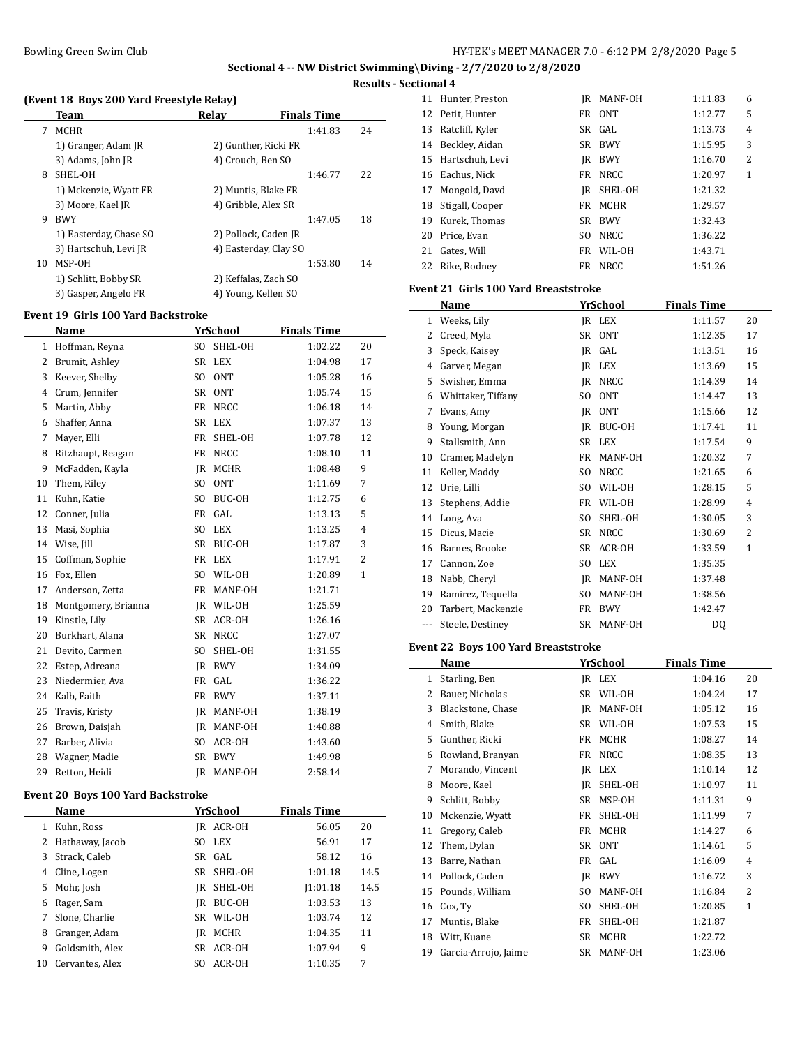Sectional 4 -- NW District Swimming\Diving - 2/7/2020 to 2/8/2020

Results - Sectional 4

### (Event 18 Boys 200 Yard Freestyle Relay)

| | Team | Relay | Finals Time | |
|---|---|---|---|---|
| 7 | MCHR | | 1:41.83 | 24 |
| | 1) Granger, Adam JR | 2) Gunther, Ricki FR | | |
| | 3) Adams, John JR | 4) Crouch, Ben SO | | |
| 8 | SHEL-OH | | 1:46.77 | 22 |
| | 1) Mckenzie, Wyatt FR | 2) Muntis, Blake FR | | |
| | 3) Moore, Kael JR | 4) Gribble, Alex SR | | |
| 9 | BWY | | 1:47.05 | 18 |
| | 1) Easterday, Chase SO | 2) Pollock, Caden JR | | |
| | 3) Hartschuh, Levi JR | 4) Easterday, Clay SO | | |
| 10 | MSP-OH | | 1:53.80 | 14 |
| | 1) Schlitt, Bobby SR | 2) Keffalas, Zach SO | | |
| | 3) Gasper, Angelo FR | 4) Young, Kellen SO | | |

### Event 19 Girls 100 Yard Backstroke

| | Name | Yr | School | Finals Time | |
|---|---|---|---|---|---|
| 1 | Hoffman, Reyna | SO | SHEL-OH | 1:02.22 | 20 |
| 2 | Brumit, Ashley | SR | LEX | 1:04.98 | 17 |
| 3 | Keever, Shelby | SO | ONT | 1:05.28 | 16 |
| 4 | Crum, Jennifer | SR | ONT | 1:05.74 | 15 |
| 5 | Martin, Abby | FR | NRCC | 1:06.18 | 14 |
| 6 | Shaffer, Anna | SR | LEX | 1:07.37 | 13 |
| 7 | Mayer, Elli | FR | SHEL-OH | 1:07.78 | 12 |
| 8 | Ritzhaupt, Reagan | FR | NRCC | 1:08.10 | 11 |
| 9 | McFadden, Kayla | JR | MCHR | 1:08.48 | 9 |
| 10 | Them, Riley | SO | ONT | 1:11.69 | 7 |
| 11 | Kuhn, Katie | SO | BUC-OH | 1:12.75 | 6 |
| 12 | Conner, Julia | FR | GAL | 1:13.13 | 5 |
| 13 | Masi, Sophia | SO | LEX | 1:13.25 | 4 |
| 14 | Wise, Jill | SR | BUC-OH | 1:17.87 | 3 |
| 15 | Coffman, Sophie | FR | LEX | 1:17.91 | 2 |
| 16 | Fox, Ellen | SO | WIL-OH | 1:20.89 | 1 |
| 17 | Anderson, Zetta | FR | MANF-OH | 1:21.71 | |
| 18 | Montgomery, Brianna | JR | WIL-OH | 1:25.59 | |
| 19 | Kinstle, Lily | SR | ACR-OH | 1:26.16 | |
| 20 | Burkhart, Alana | SR | NRCC | 1:27.07 | |
| 21 | Devito, Carmen | SO | SHEL-OH | 1:31.55 | |
| 22 | Estep, Adreana | JR | BWY | 1:34.09 | |
| 23 | Niedermier, Ava | FR | GAL | 1:36.22 | |
| 24 | Kalb, Faith | FR | BWY | 1:37.11 | |
| 25 | Travis, Kristy | JR | MANF-OH | 1:38.19 | |
| 26 | Brown, Daisjah | JR | MANF-OH | 1:40.88 | |
| 27 | Barber, Alivia | SO | ACR-OH | 1:43.60 | |
| 28 | Wagner, Madie | SR | BWY | 1:49.98 | |
| 29 | Retton, Heidi | JR | MANF-OH | 2:58.14 | |

### Event 20 Boys 100 Yard Backstroke

| | Name | Yr | School | Finals Time | |
|---|---|---|---|---|---|
| 1 | Kuhn, Ross | JR | ACR-OH | 56.05 | 20 |
| 2 | Hathaway, Jacob | SO | LEX | 56.91 | 17 |
| 3 | Strack, Caleb | SR | GAL | 58.12 | 16 |
| 4 | Cline, Logen | SR | SHEL-OH | 1:01.18 | 14.5 |
| 5 | Mohr, Josh | JR | SHEL-OH | J1:01.18 | 14.5 |
| 6 | Rager, Sam | JR | BUC-OH | 1:03.53 | 13 |
| 7 | Slone, Charlie | SR | WIL-OH | 1:03.74 | 12 |
| 8 | Granger, Adam | JR | MCHR | 1:04.35 | 11 |
| 9 | Goldsmith, Alex | SR | ACR-OH | 1:07.94 | 9 |
| 10 | Cervantes, Alex | SO | ACR-OH | 1:10.35 | 7 |
| 11 | Hunter, Preston | JR | MANF-OH | 1:11.83 | 6 |
| 12 | Petit, Hunter | FR | ONT | 1:12.77 | 5 |
| 13 | Ratcliff, Kyler | SR | GAL | 1:13.73 | 4 |
| 14 | Beckley, Aidan | SR | BWY | 1:15.95 | 3 |
| 15 | Hartschuh, Levi | JR | BWY | 1:16.70 | 2 |
| 16 | Eachus, Nick | FR | NRCC | 1:20.97 | 1 |
| 17 | Mongold, Davd | JR | SHEL-OH | 1:21.32 | |
| 18 | Stigall, Cooper | FR | MCHR | 1:29.57 | |
| 19 | Kurek, Thomas | SR | BWY | 1:32.43 | |
| 20 | Price, Evan | SO | NRCC | 1:36.22 | |
| 21 | Gates, Will | FR | WIL-OH | 1:43.71 | |
| 22 | Rike, Rodney | FR | NRCC | 1:51.26 | |

### Event 21 Girls 100 Yard Breaststroke

| | Name | Yr | School | Finals Time | |
|---|---|---|---|---|---|
| 1 | Weeks, Lily | JR | LEX | 1:11.57 | 20 |
| 2 | Creed, Myla | SR | ONT | 1:12.35 | 17 |
| 3 | Speck, Kaisey | JR | GAL | 1:13.51 | 16 |
| 4 | Garver, Megan | JR | LEX | 1:13.69 | 15 |
| 5 | Swisher, Emma | JR | NRCC | 1:14.39 | 14 |
| 6 | Whittaker, Tiffany | SO | ONT | 1:14.47 | 13 |
| 7 | Evans, Amy | JR | ONT | 1:15.66 | 12 |
| 8 | Young, Morgan | JR | BUC-OH | 1:17.41 | 11 |
| 9 | Stallsmith, Ann | SR | LEX | 1:17.54 | 9 |
| 10 | Cramer, Madelyn | FR | MANF-OH | 1:20.32 | 7 |
| 11 | Keller, Maddy | SO | NRCC | 1:21.65 | 6 |
| 12 | Urie, Lilli | SO | WIL-OH | 1:28.15 | 5 |
| 13 | Stephens, Addie | FR | WIL-OH | 1:28.99 | 4 |
| 14 | Long, Ava | SO | SHEL-OH | 1:30.05 | 3 |
| 15 | Dicus, Macie | SR | NRCC | 1:30.69 | 2 |
| 16 | Barnes, Brooke | SR | ACR-OH | 1:33.59 | 1 |
| 17 | Cannon, Zoe | SO | LEX | 1:35.35 | |
| 18 | Nabb, Cheryl | JR | MANF-OH | 1:37.48 | |
| 19 | Ramirez, Tequella | SO | MANF-OH | 1:38.56 | |
| 20 | Tarbert, Mackenzie | FR | BWY | 1:42.47 | |
| --- | Steele, Destiney | SR | MANF-OH | DQ | |

### Event 22 Boys 100 Yard Breaststroke

| | Name | Yr | School | Finals Time | |
|---|---|---|---|---|---|
| 1 | Starling, Ben | JR | LEX | 1:04.16 | 20 |
| 2 | Bauer, Nicholas | SR | WIL-OH | 1:04.24 | 17 |
| 3 | Blackstone, Chase | JR | MANF-OH | 1:05.12 | 16 |
| 4 | Smith, Blake | SR | WIL-OH | 1:07.53 | 15 |
| 5 | Gunther, Ricki | FR | MCHR | 1:08.27 | 14 |
| 6 | Rowland, Branyan | FR | NRCC | 1:08.35 | 13 |
| 7 | Morando, Vincent | JR | LEX | 1:10.14 | 12 |
| 8 | Moore, Kael | JR | SHEL-OH | 1:10.97 | 11 |
| 9 | Schlitt, Bobby | SR | MSP-OH | 1:11.31 | 9 |
| 10 | Mckenzie, Wyatt | FR | SHEL-OH | 1:11.99 | 7 |
| 11 | Gregory, Caleb | FR | MCHR | 1:14.27 | 6 |
| 12 | Them, Dylan | SR | ONT | 1:14.61 | 5 |
| 13 | Barre, Nathan | FR | GAL | 1:16.09 | 4 |
| 14 | Pollock, Caden | JR | BWY | 1:16.72 | 3 |
| 15 | Pounds, William | SO | MANF-OH | 1:16.84 | 2 |
| 16 | Cox, Ty | SO | SHEL-OH | 1:20.85 | 1 |
| 17 | Muntis, Blake | FR | SHEL-OH | 1:21.87 | |
| 18 | Witt, Kuane | SR | MCHR | 1:22.72 | |
| 19 | Garcia-Arrojo, Jaime | SR | MANF-OH | 1:23.06 | |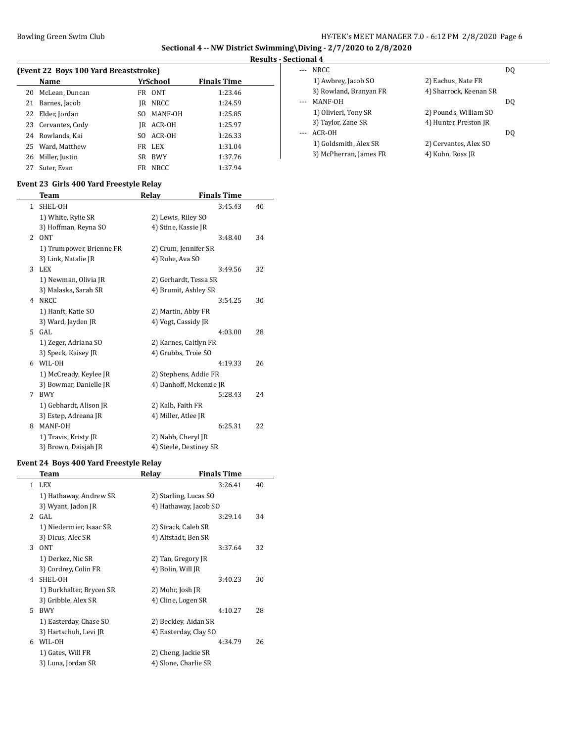## Sectional 4 -- NW District Swimming\Diving - 2/7/2020 to 2/8/2020

### Results - Sectional 4

**(Event 22 Boys 100 Yard Breaststroke)**

| | Name | Yr | School | Finals Time |
|---|---|---|---|---|
| 20 | McLean, Duncan | FR | ONT | 1:23.46 |
| 21 | Barnes, Jacob | JR | NRCC | 1:24.59 |
| 22 | Elder, Jordan | SO | MANF-OH | 1:25.85 |
| 23 | Cervantes, Cody | JR | ACR-OH | 1:25.97 |
| 24 | Rowlands, Kai | SO | ACR-OH | 1:26.33 |
| 25 | Ward, Matthew | FR | LEX | 1:31.04 |
| 26 | Miller, Justin | SR | BWY | 1:37.76 |
| 27 | Suter, Evan | FR | NRCC | 1:37.94 |

**Event 23 Girls 400 Yard Freestyle Relay**

| | Team | Relay | Finals Time | |
|---|---|---|---|---|
| 1 | SHEL-OH | | 3:45.43 | 40 |
| | 1) White, Rylie SR | 2) Lewis, Riley SO | | |
| | 3) Hoffman, Reyna SO | 4) Stine, Kassie JR | | |
| 2 | ONT | | 3:48.40 | 34 |
| | 1) Trumpower, Brienne FR | 2) Crum, Jennifer SR | | |
| | 3) Link, Natalie JR | 4) Ruhe, Ava SO | | |
| 3 | LEX | | 3:49.56 | 32 |
| | 1) Newman, Olivia JR | 2) Gerhardt, Tessa SR | | |
| | 3) Malaska, Sarah SR | 4) Brumit, Ashley SR | | |
| 4 | NRCC | | 3:54.25 | 30 |
| | 1) Hanft, Katie SO | 2) Martin, Abby FR | | |
| | 3) Ward, Jayden JR | 4) Vogt, Cassidy JR | | |
| 5 | GAL | | 4:03.00 | 28 |
| | 1) Zeger, Adriana SO | 2) Karnes, Caitlyn FR | | |
| | 3) Speck, Kaisey JR | 4) Grubbs, Troie SO | | |
| 6 | WIL-OH | | 4:19.33 | 26 |
| | 1) McCready, Keylee JR | 2) Stephens, Addie FR | | |
| | 3) Bowmar, Danielle JR | 4) Danhoff, Mckenzie JR | | |
| 7 | BWY | | 5:28.43 | 24 |
| | 1) Gebhardt, Alison JR | 2) Kalb, Faith FR | | |
| | 3) Estep, Adreana JR | 4) Miller, Atlee JR | | |
| 8 | MANF-OH | | 6:25.31 | 22 |
| | 1) Travis, Kristy JR | 2) Nabb, Cheryl JR | | |
| | 3) Brown, Daisjah JR | 4) Steele, Destiney SR | | |

**Event 24 Boys 400 Yard Freestyle Relay**

| | Team | Relay | Finals Time | |
|---|---|---|---|---|
| 1 | LEX | | 3:26.41 | 40 |
| | 1) Hathaway, Andrew SR | 2) Starling, Lucas SO | | |
| | 3) Wyant, Jadon JR | 4) Hathaway, Jacob SO | | |
| 2 | GAL | | 3:29.14 | 34 |
| | 1) Niedermier, Isaac SR | 2) Strack, Caleb SR | | |
| | 3) Dicus, Alec SR | 4) Altstadt, Ben SR | | |
| 3 | ONT | | 3:37.64 | 32 |
| | 1) Derkez, Nic SR | 2) Tan, Gregory JR | | |
| | 3) Cordrey, Colin FR | 4) Bolin, Will JR | | |
| 4 | SHEL-OH | | 3:40.23 | 30 |
| | 1) Burkhalter, Brycen SR | 2) Mohr, Josh JR | | |
| | 3) Gribble, Alex SR | 4) Cline, Logen SR | | |
| 5 | BWY | | 4:10.27 | 28 |
| | 1) Easterday, Chase SO | 2) Beckley, Aidan SR | | |
| | 3) Hartschuh, Levi JR | 4) Easterday, Clay SO | | |
| 6 | WIL-OH | | 4:34.79 | 26 |
| | 1) Gates, Will FR | 2) Cheng, Jackie SR | | |
| | 3) Luna, Jordan SR | 4) Slone, Charlie SR | | |
| --- | NRCC | | DQ | |
| | 1) Awbrey, Jacob SO | 2) Eachus, Nate FR | | |
| | 3) Rowland, Branyan FR | 4) Sharrock, Keenan SR | | |
| --- | MANF-OH | | DQ | |
| | 1) Olivieri, Tony SR | 2) Pounds, William SO | | |
| | 3) Taylor, Zane SR | 4) Hunter, Preston JR | | |
| --- | ACR-OH | | DQ | |
| | 1) Goldsmith, Alex SR | 2) Cervantes, Alex SO | | |
| | 3) McPherran, James FR | 4) Kuhn, Ross JR | | |